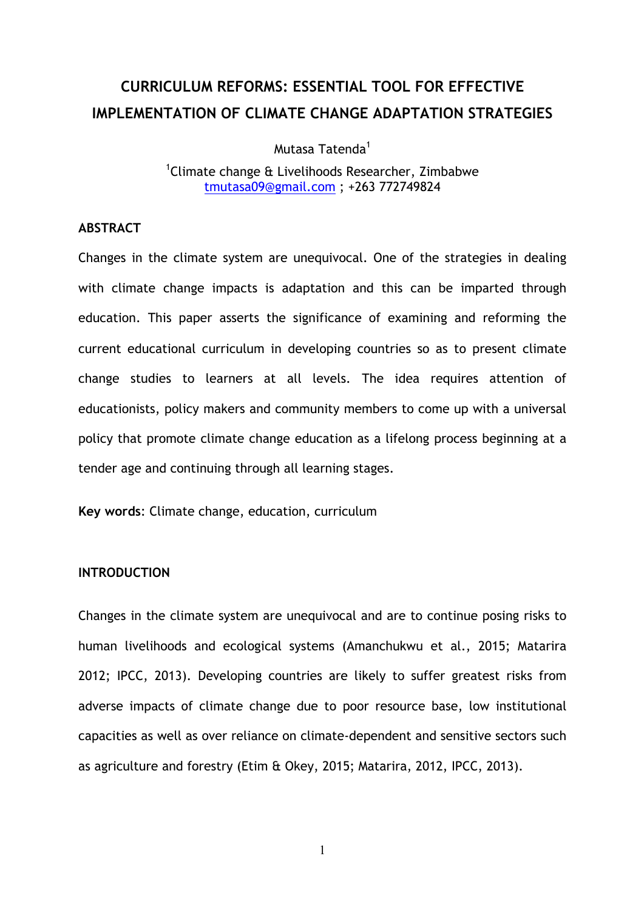# CURRICULUM REFORMS: ESSENTIAL TOOL FOR EFFECTIVE IMPLEMENTATION OF CLIMATE CHANGE ADAPTATION STRATEGIES

Mutasa Tatenda[1]

[1]Climate change & Livelihoods Researcher, Zimbabwe
tmutasa09@gmail.com ; +263 772749824

## ABSTRACT

Changes in the climate system are unequivocal. One of the strategies in dealing with climate change impacts is adaptation and this can be imparted through education. This paper asserts the significance of examining and reforming the current educational curriculum in developing countries so as to present climate change studies to learners at all levels. The idea requires attention of educationists, policy makers and community members to come up with a universal policy that promote climate change education as a lifelong process beginning at a tender age and continuing through all learning stages.

**Key words**: Climate change, education, curriculum

## INTRODUCTION

Changes in the climate system are unequivocal and are to continue posing risks to human livelihoods and ecological systems (Amanchukwu et al., 2015; Matarira 2012; IPCC, 2013). Developing countries are likely to suffer greatest risks from adverse impacts of climate change due to poor resource base, low institutional capacities as well as over reliance on climate-dependent and sensitive sectors such as agriculture and forestry (Etim & Okey, 2015; Matarira, 2012, IPCC, 2013).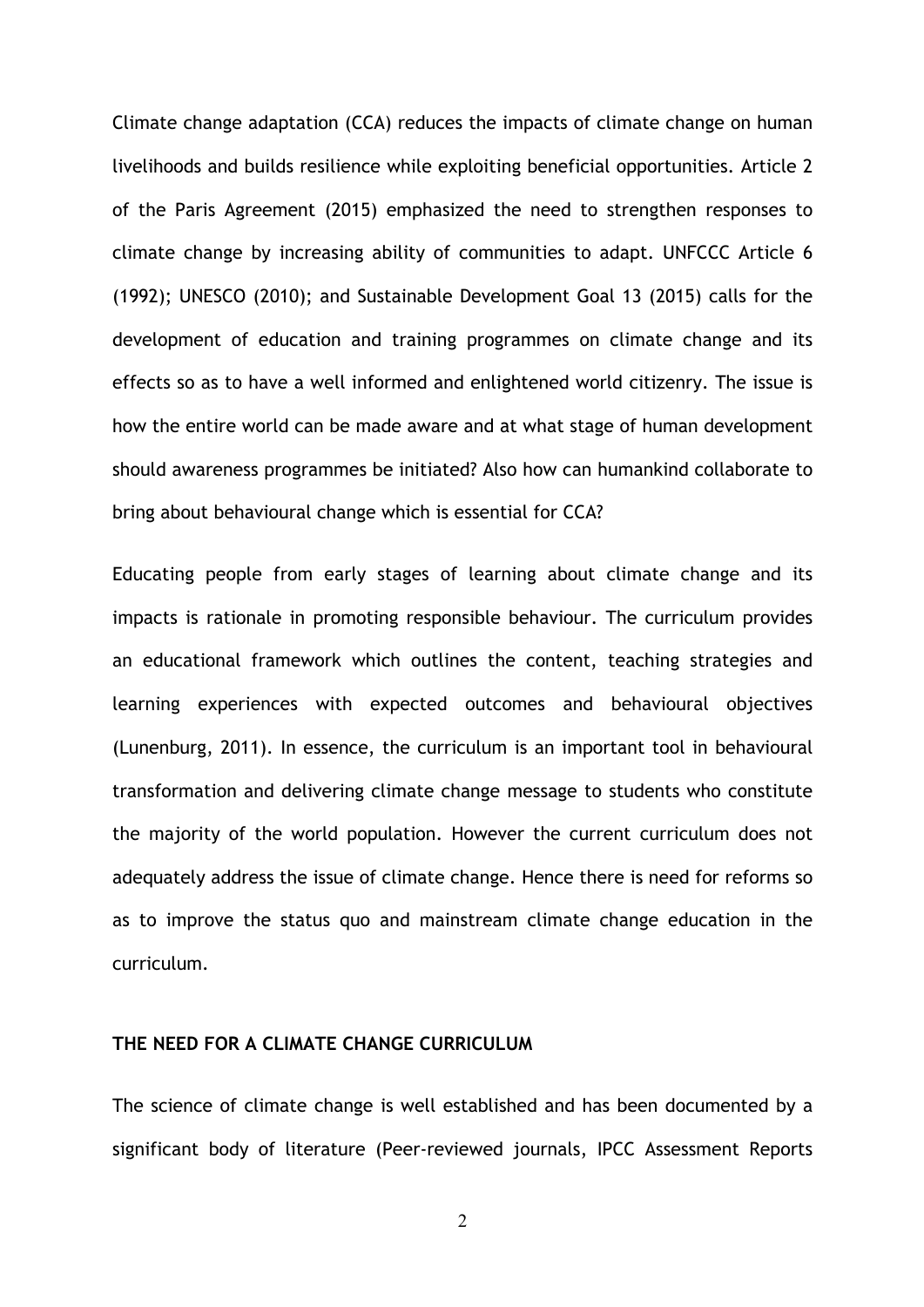Climate change adaptation (CCA) reduces the impacts of climate change on human livelihoods and builds resilience while exploiting beneficial opportunities. Article 2 of the Paris Agreement (2015) emphasized the need to strengthen responses to climate change by increasing ability of communities to adapt. UNFCCC Article 6 (1992); UNESCO (2010); and Sustainable Development Goal 13 (2015) calls for the development of education and training programmes on climate change and its effects so as to have a well informed and enlightened world citizenry. The issue is how the entire world can be made aware and at what stage of human development should awareness programmes be initiated? Also how can humankind collaborate to bring about behavioural change which is essential for CCA?

Educating people from early stages of learning about climate change and its impacts is rationale in promoting responsible behaviour. The curriculum provides an educational framework which outlines the content, teaching strategies and learning experiences with expected outcomes and behavioural objectives (Lunenburg, 2011). In essence, the curriculum is an important tool in behavioural transformation and delivering climate change message to students who constitute the majority of the world population. However the current curriculum does not adequately address the issue of climate change. Hence there is need for reforms so as to improve the status quo and mainstream climate change education in the curriculum.

## THE NEED FOR A CLIMATE CHANGE CURRICULUM

The science of climate change is well established and has been documented by a significant body of literature (Peer-reviewed journals, IPCC Assessment Reports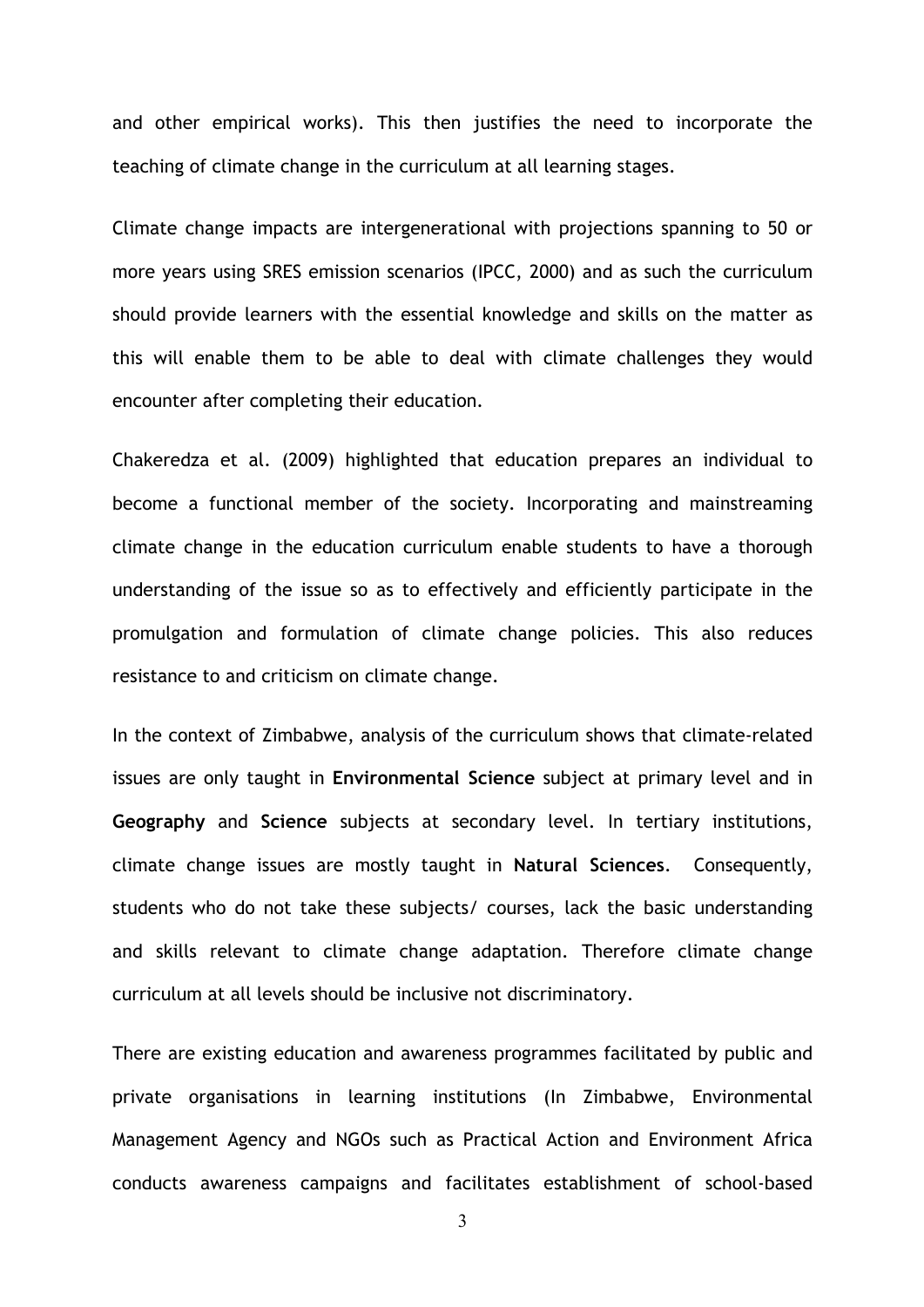and other empirical works). This then justifies the need to incorporate the teaching of climate change in the curriculum at all learning stages.

Climate change impacts are intergenerational with projections spanning to 50 or more years using SRES emission scenarios (IPCC, 2000) and as such the curriculum should provide learners with the essential knowledge and skills on the matter as this will enable them to be able to deal with climate challenges they would encounter after completing their education.

Chakeredza et al. (2009) highlighted that education prepares an individual to become a functional member of the society. Incorporating and mainstreaming climate change in the education curriculum enable students to have a thorough understanding of the issue so as to effectively and efficiently participate in the promulgation and formulation of climate change policies. This also reduces resistance to and criticism on climate change.

In the context of Zimbabwe, analysis of the curriculum shows that climate-related issues are only taught in **Environmental Science** subject at primary level and in **Geography** and **Science** subjects at secondary level. In tertiary institutions, climate change issues are mostly taught in **Natural Sciences**. Consequently, students who do not take these subjects/ courses, lack the basic understanding and skills relevant to climate change adaptation. Therefore climate change curriculum at all levels should be inclusive not discriminatory.

There are existing education and awareness programmes facilitated by public and private organisations in learning institutions (In Zimbabwe, Environmental Management Agency and NGOs such as Practical Action and Environment Africa conducts awareness campaigns and facilitates establishment of school-based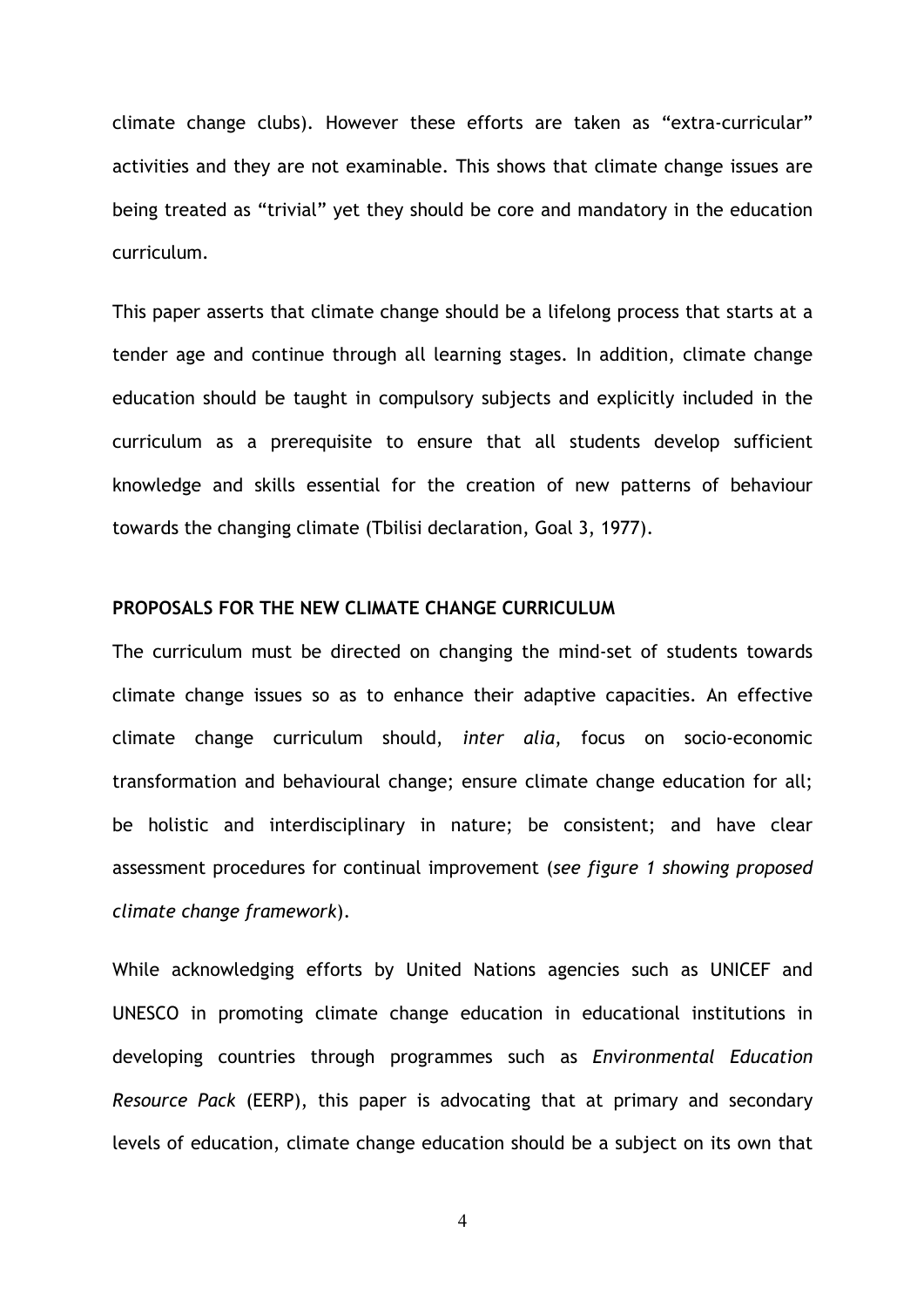climate change clubs). However these efforts are taken as “extra-curricular” activities and they are not examinable. This shows that climate change issues are being treated as “trivial” yet they should be core and mandatory in the education curriculum.

This paper asserts that climate change should be a lifelong process that starts at a tender age and continue through all learning stages. In addition, climate change education should be taught in compulsory subjects and explicitly included in the curriculum as a prerequisite to ensure that all students develop sufficient knowledge and skills essential for the creation of new patterns of behaviour towards the changing climate (Tbilisi declaration, Goal 3, 1977).

## PROPOSALS FOR THE NEW CLIMATE CHANGE CURRICULUM

The curriculum must be directed on changing the mind-set of students towards climate change issues so as to enhance their adaptive capacities. An effective climate change curriculum should, *inter alia*, focus on socio-economic transformation and behavioural change; ensure climate change education for all; be holistic and interdisciplinary in nature; be consistent; and have clear assessment procedures for continual improvement (*see figure 1 showing proposed climate change framework*).

While acknowledging efforts by United Nations agencies such as UNICEF and UNESCO in promoting climate change education in educational institutions in developing countries through programmes such as *Environmental Education Resource Pack* (EERP), this paper is advocating that at primary and secondary levels of education, climate change education should be a subject on its own that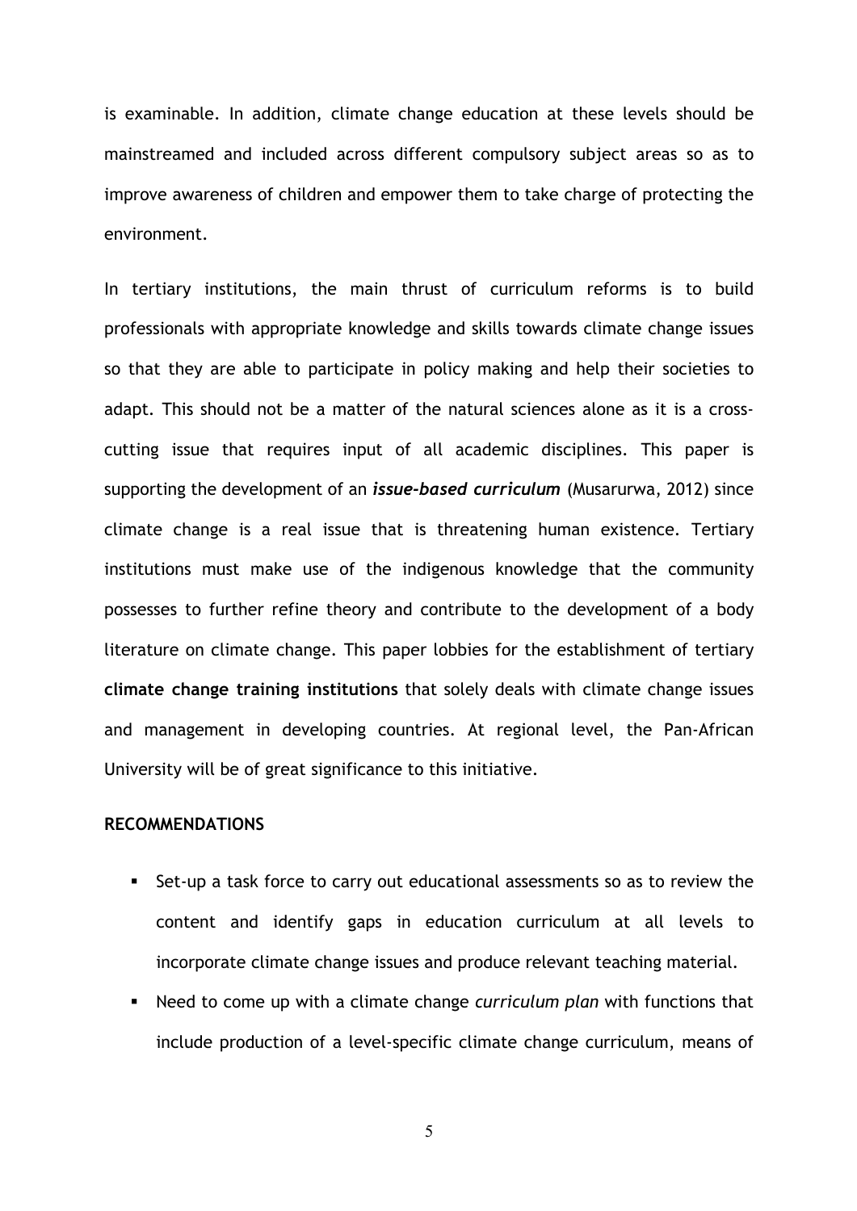is examinable. In addition, climate change education at these levels should be mainstreamed and included across different compulsory subject areas so as to improve awareness of children and empower them to take charge of protecting the environment.

In tertiary institutions, the main thrust of curriculum reforms is to build professionals with appropriate knowledge and skills towards climate change issues so that they are able to participate in policy making and help their societies to adapt. This should not be a matter of the natural sciences alone as it is a cross-cutting issue that requires input of all academic disciplines. This paper is supporting the development of an ***issue-based curriculum*** (Musarurwa, 2012) since climate change is a real issue that is threatening human existence. Tertiary institutions must make use of the indigenous knowledge that the community possesses to further refine theory and contribute to the development of a body literature on climate change. This paper lobbies for the establishment of tertiary **climate change training institutions** that solely deals with climate change issues and management in developing countries. At regional level, the Pan-African University will be of great significance to this initiative.

**RECOMMENDATIONS**

- Set-up a task force to carry out educational assessments so as to review the content and identify gaps in education curriculum at all levels to incorporate climate change issues and produce relevant teaching material.
- Need to come up with a climate change *curriculum plan* with functions that include production of a level-specific climate change curriculum, means of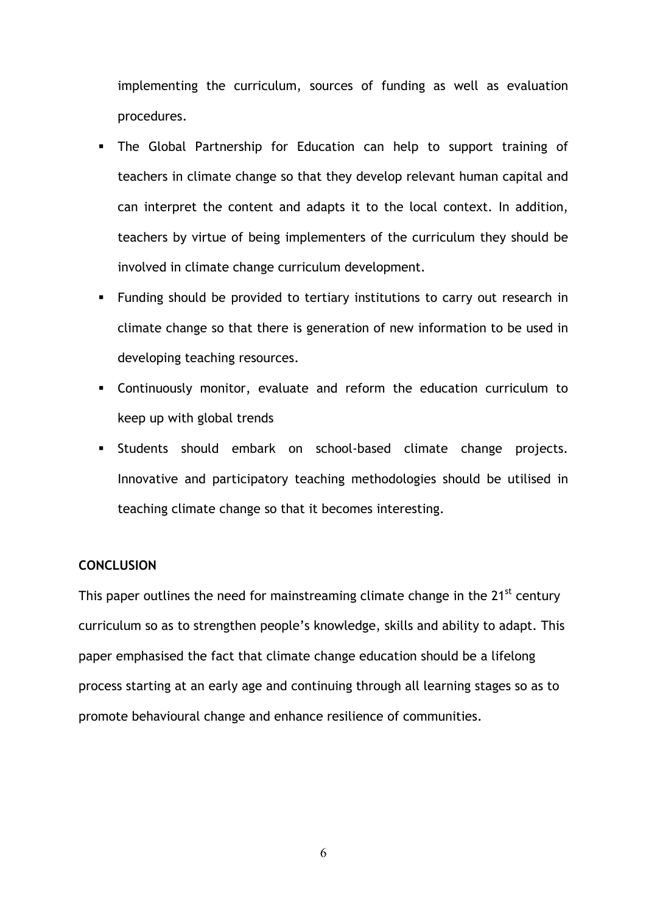implementing the curriculum, sources of funding as well as evaluation procedures.

- The Global Partnership for Education can help to support training of teachers in climate change so that they develop relevant human capital and can interpret the content and adapts it to the local context. In addition, teachers by virtue of being implementers of the curriculum they should be involved in climate change curriculum development.
- Funding should be provided to tertiary institutions to carry out research in climate change so that there is generation of new information to be used in developing teaching resources.
- Continuously monitor, evaluate and reform the education curriculum to keep up with global trends
- Students should embark on school-based climate change projects. Innovative and participatory teaching methodologies should be utilised in teaching climate change so that it becomes interesting.

**CONCLUSION**

This paper outlines the need for mainstreaming climate change in the 21st century curriculum so as to strengthen people's knowledge, skills and ability to adapt. This paper emphasised the fact that climate change education should be a lifelong process starting at an early age and continuing through all learning stages so as to promote behavioural change and enhance resilience of communities.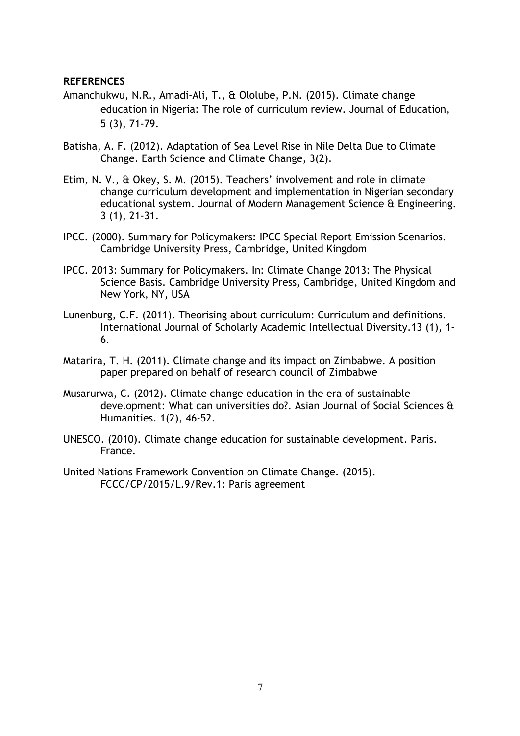**REFERENCES**

Amanchukwu, N.R., Amadi-Ali, T., & Ololube, P.N. (2015). Climate change education in Nigeria: The role of curriculum review. Journal of Education, 5 (3), 71-79.

Batisha, A. F. (2012). Adaptation of Sea Level Rise in Nile Delta Due to Climate Change. Earth Science and Climate Change, 3(2).

Etim, N. V., & Okey, S. M. (2015). Teachers' involvement and role in climate change curriculum development and implementation in Nigerian secondary educational system. Journal of Modern Management Science & Engineering. 3 (1), 21-31.

IPCC. (2000). Summary for Policymakers: IPCC Special Report Emission Scenarios. Cambridge University Press, Cambridge, United Kingdom

IPCC. 2013: Summary for Policymakers. In: Climate Change 2013: The Physical Science Basis. Cambridge University Press, Cambridge, United Kingdom and New York, NY, USA

Lunenburg, C.F. (2011). Theorising about curriculum: Curriculum and definitions. International Journal of Scholarly Academic Intellectual Diversity.13 (1), 1-6.

Matarira, T. H. (2011). Climate change and its impact on Zimbabwe. A position paper prepared on behalf of research council of Zimbabwe

Musarurwa, C. (2012). Climate change education in the era of sustainable development: What can universities do?. Asian Journal of Social Sciences & Humanities. 1(2), 46-52.

UNESCO. (2010). Climate change education for sustainable development. Paris. France.

United Nations Framework Convention on Climate Change. (2015). FCCC/CP/2015/L.9/Rev.1: Paris agreement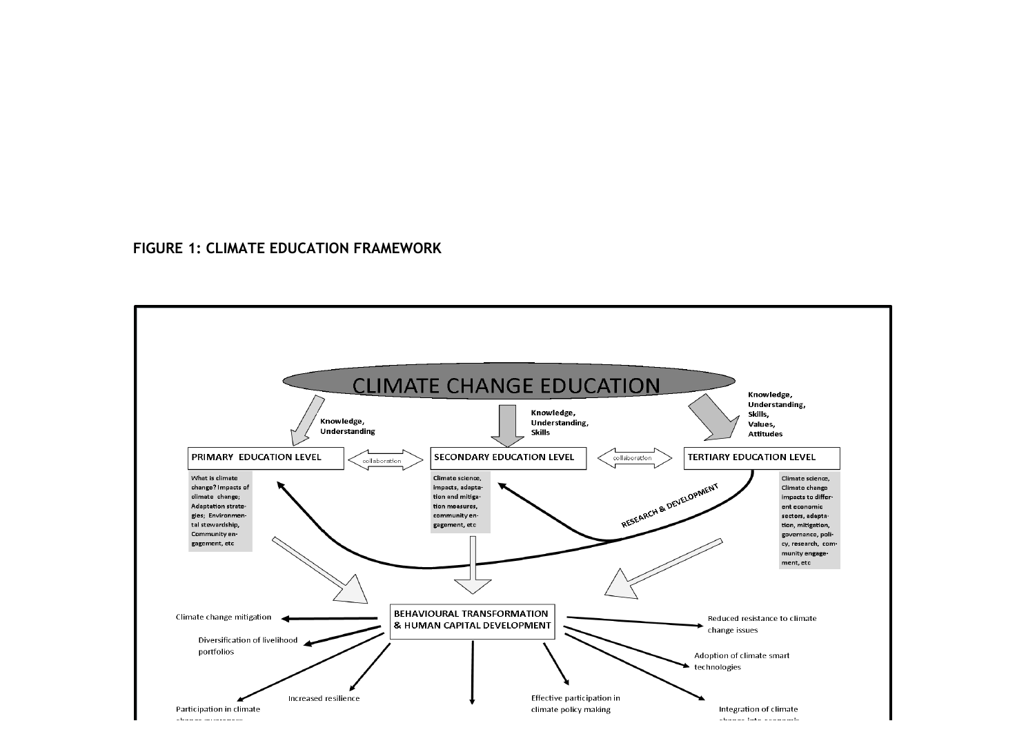**FIGURE 1: CLIMATE EDUCATION FRAMEWORK**

CLIMATE CHANGE EDUCATION

Knowledge, Understanding

Knowledge, Understanding, Skills

Knowledge, Understanding, Skills, Values, Attitudes

PRIMARY EDUCATION LEVEL

collaboration

SECONDARY EDUCATION LEVEL

collaboration

TERTIARY EDUCATION LEVEL

What is climate change? Impacts of climate change; Adaptation strategies; Environmental stewardship, Community engagement, etc

Climate science, impacts, adaptation and mitigation measures, community engagement, etc

Climate science, Climate change impacts to different economic sectors, adaptation, mitigation, governance, policy, research, community engagement, etc

RESEARCH & DEVELOPMENT

BEHAVIOURAL TRANSFORMATION & HUMAN CAPITAL DEVELOPMENT

Climate change mitigation

Diversification of livelihood portfolios

Participation in climate

Increased resilience

Effective participation in climate policy making

Reduced resistance to climate change issues

Adoption of climate smart technologies

Integration of climate